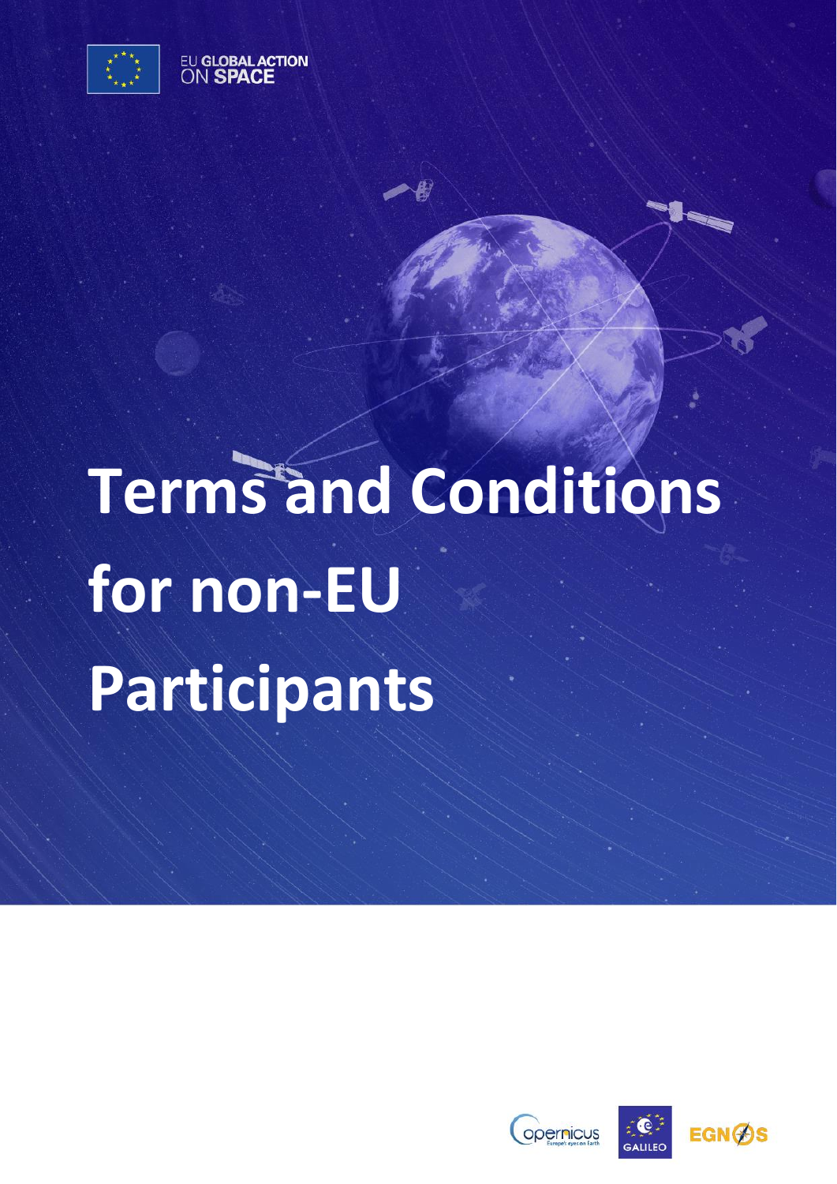EU GLOBAL ACTION ON SPACE

# Terms and Conditions for non-EU Participants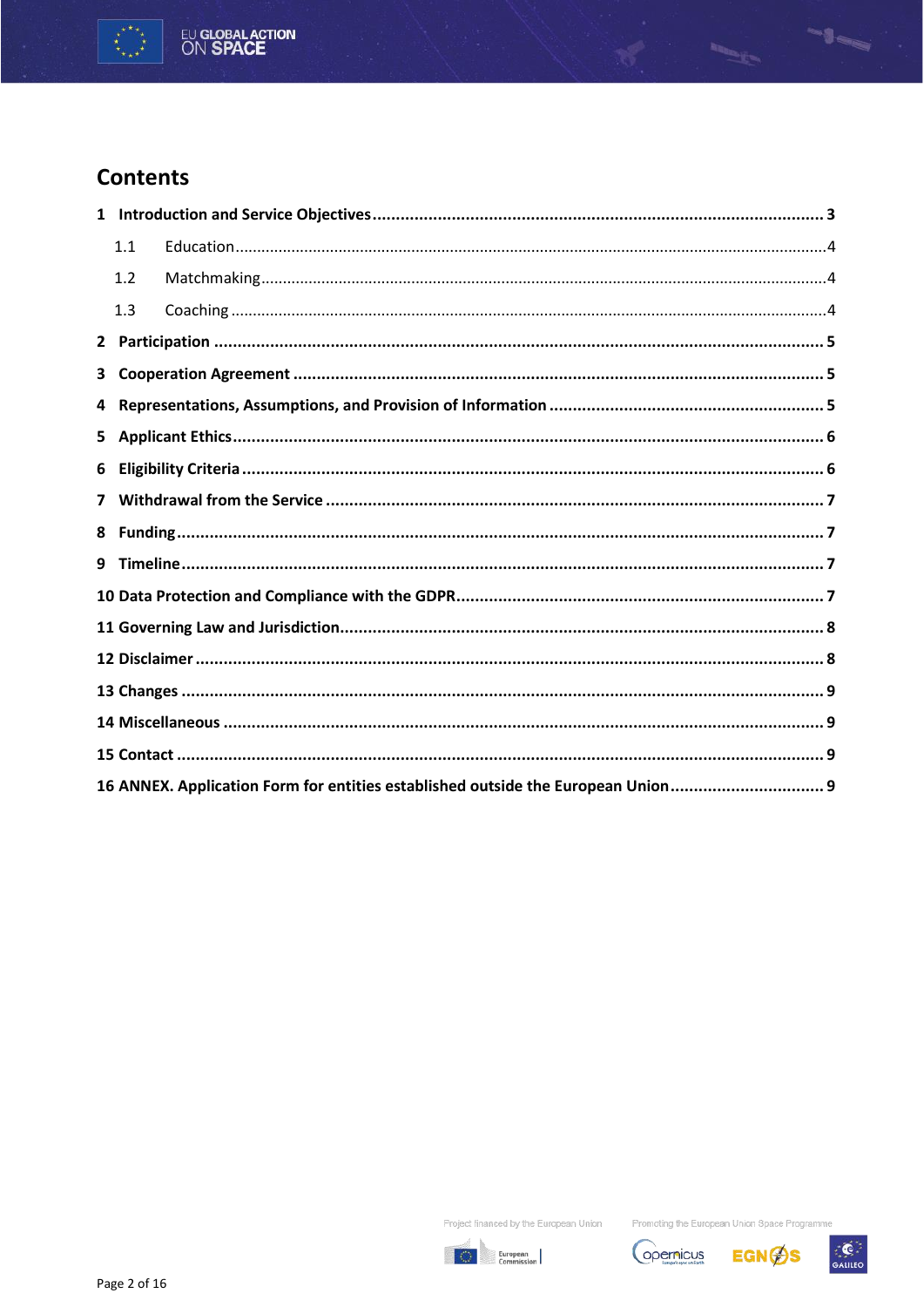# Contents

**1 Introduction and Service Objectives** ..... **3**

- 1.1 Education ..... 4
- 1.2 Matchmaking ..... 4
- 1.3 Coaching ..... 4

**2 Participation** ..... **5**

**3 Cooperation Agreement** ..... **5**

**4 Representations, Assumptions, and Provision of Information** ..... **5**

**5 Applicant Ethics** ..... **6**

**6 Eligibility Criteria** ..... **6**

**7 Withdrawal from the Service** ..... **7**

**8 Funding** ..... **7**

**9 Timeline** ..... **7**

**10 Data Protection and Compliance with the GDPR** ..... **7**

**11 Governing Law and Jurisdiction** ..... **8**

**12 Disclaimer** ..... **8**

**13 Changes** ..... **9**

**14 Miscellaneous** ..... **9**

**15 Contact** ..... **9**

**16 ANNEX. Application Form for entities established outside the European Union** ..... **9**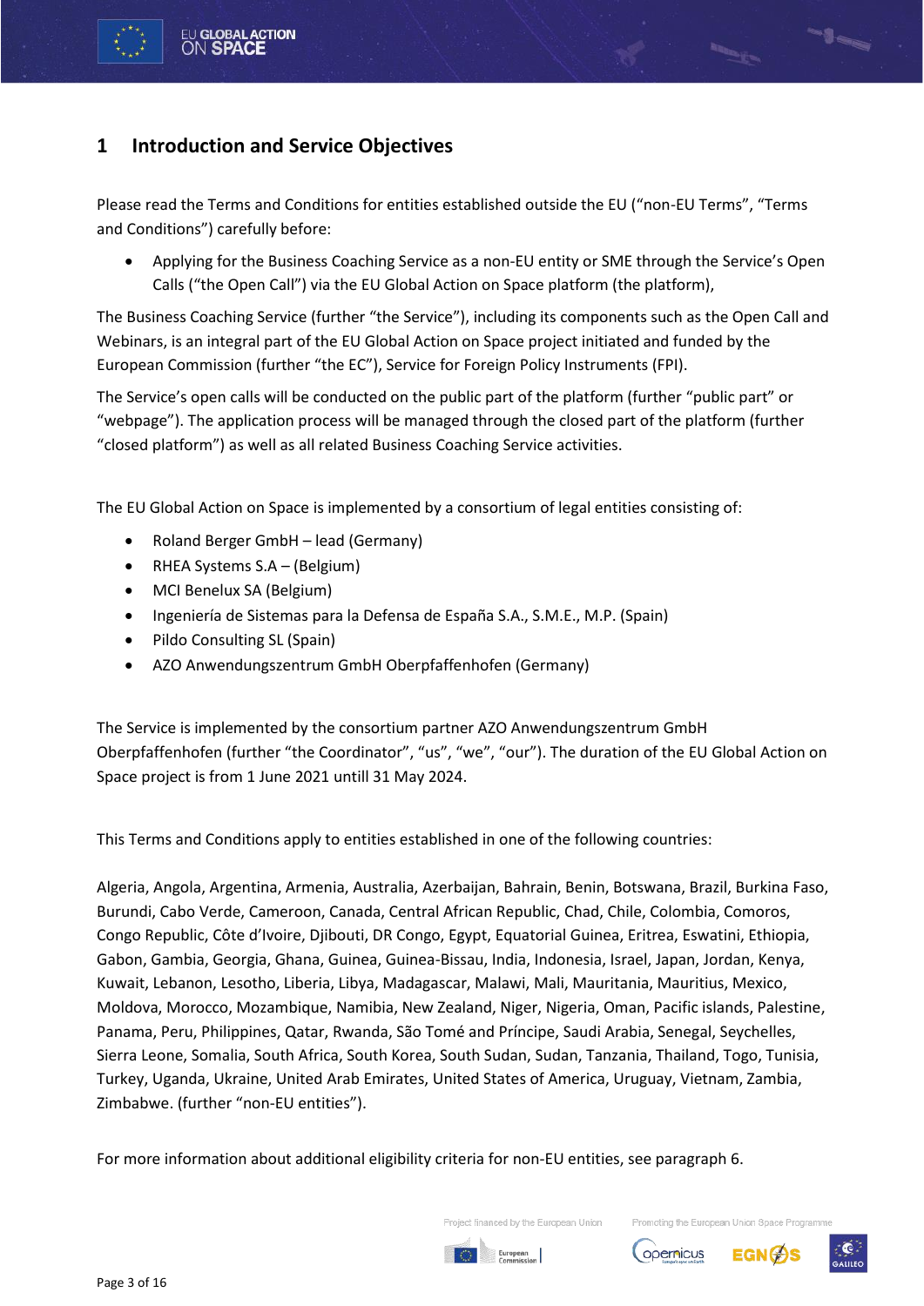# 1 Introduction and Service Objectives

Please read the Terms and Conditions for entities established outside the EU ("non-EU Terms", "Terms and Conditions") carefully before:

- Applying for the Business Coaching Service as a non-EU entity or SME through the Service's Open Calls ("the Open Call") via the EU Global Action on Space platform (the platform),

The Business Coaching Service (further "the Service"), including its components such as the Open Call and Webinars, is an integral part of the EU Global Action on Space project initiated and funded by the European Commission (further "the EC"), Service for Foreign Policy Instruments (FPI).

The Service's open calls will be conducted on the public part of the platform (further "public part" or "webpage"). The application process will be managed through the closed part of the platform (further "closed platform") as well as all related Business Coaching Service activities.

The EU Global Action on Space is implemented by a consortium of legal entities consisting of:

- Roland Berger GmbH – lead (Germany)
- RHEA Systems S.A – (Belgium)
- MCI Benelux SA (Belgium)
- Ingeniería de Sistemas para la Defensa de España S.A., S.M.E., M.P. (Spain)
- Pildo Consulting SL (Spain)
- AZO Anwendungszentrum GmbH Oberpfaffenhofen (Germany)

The Service is implemented by the consortium partner AZO Anwendungszentrum GmbH Oberpfaffenhofen (further "the Coordinator", "us", "we", "our"). The duration of the EU Global Action on Space project is from 1 June 2021 untill 31 May 2024.

This Terms and Conditions apply to entities established in one of the following countries:

Algeria, Angola, Argentina, Armenia, Australia, Azerbaijan, Bahrain, Benin, Botswana, Brazil, Burkina Faso, Burundi, Cabo Verde, Cameroon, Canada, Central African Republic, Chad, Chile, Colombia, Comoros, Congo Republic, Côte d'Ivoire, Djibouti, DR Congo, Egypt, Equatorial Guinea, Eritrea, Eswatini, Ethiopia, Gabon, Gambia, Georgia, Ghana, Guinea, Guinea-Bissau, India, Indonesia, Israel, Japan, Jordan, Kenya, Kuwait, Lebanon, Lesotho, Liberia, Libya, Madagascar, Malawi, Mali, Mauritania, Mauritius, Mexico, Moldova, Morocco, Mozambique, Namibia, New Zealand, Niger, Nigeria, Oman, Pacific islands, Palestine, Panama, Peru, Philippines, Qatar, Rwanda, São Tomé and Príncipe, Saudi Arabia, Senegal, Seychelles, Sierra Leone, Somalia, South Africa, South Korea, South Sudan, Sudan, Tanzania, Thailand, Togo, Tunisia, Turkey, Uganda, Ukraine, United Arab Emirates, United States of America, Uruguay, Vietnam, Zambia, Zimbabwe. (further "non-EU entities").

For more information about additional eligibility criteria for non-EU entities, see paragraph 6.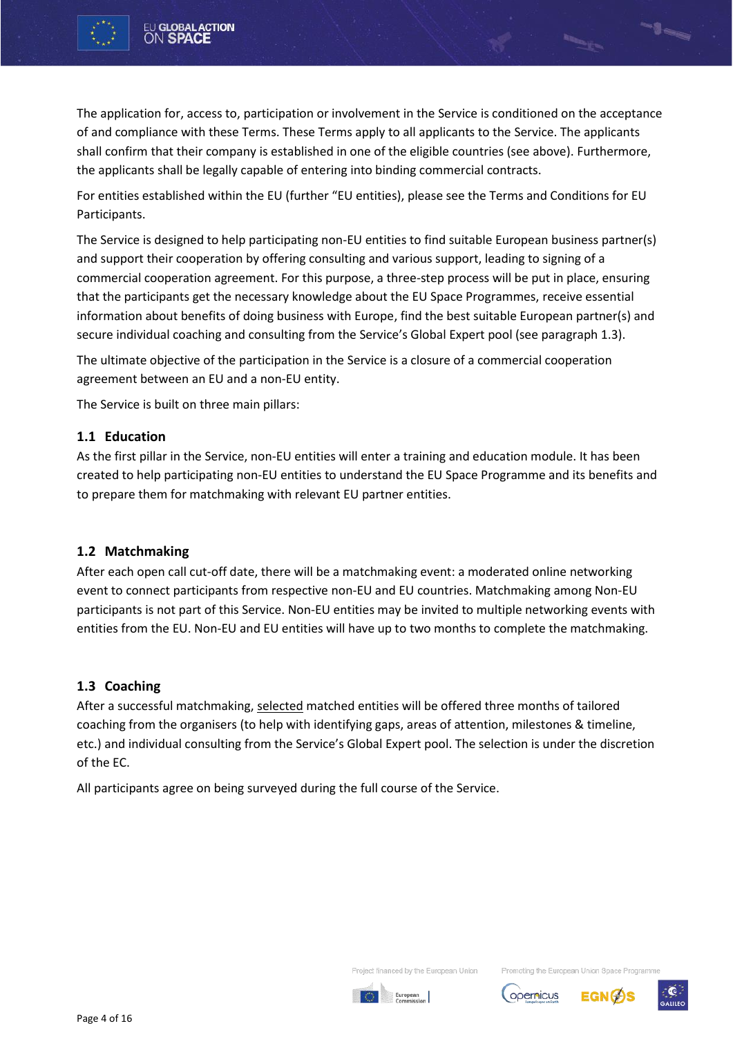The application for, access to, participation or involvement in the Service is conditioned on the acceptance of and compliance with these Terms. These Terms apply to all applicants to the Service. The applicants shall confirm that their company is established in one of the eligible countries (see above). Furthermore, the applicants shall be legally capable of entering into binding commercial contracts.

For entities established within the EU (further "EU entities), please see the Terms and Conditions for EU Participants.

The Service is designed to help participating non-EU entities to find suitable European business partner(s) and support their cooperation by offering consulting and various support, leading to signing of a commercial cooperation agreement. For this purpose, a three-step process will be put in place, ensuring that the participants get the necessary knowledge about the EU Space Programmes, receive essential information about benefits of doing business with Europe, find the best suitable European partner(s) and secure individual coaching and consulting from the Service's Global Expert pool (see paragraph 1.3).

The ultimate objective of the participation in the Service is a closure of a commercial cooperation agreement between an EU and a non-EU entity.

The Service is built on three main pillars:

### 1.1 Education

As the first pillar in the Service, non-EU entities will enter a training and education module. It has been created to help participating non-EU entities to understand the EU Space Programme and its benefits and to prepare them for matchmaking with relevant EU partner entities.

### 1.2 Matchmaking

After each open call cut-off date, there will be a matchmaking event: a moderated online networking event to connect participants from respective non-EU and EU countries. Matchmaking among Non-EU participants is not part of this Service. Non-EU entities may be invited to multiple networking events with entities from the EU. Non-EU and EU entities will have up to two months to complete the matchmaking.

### 1.3 Coaching

After a successful matchmaking, selected matched entities will be offered three months of tailored coaching from the organisers (to help with identifying gaps, areas of attention, milestones & timeline, etc.) and individual consulting from the Service's Global Expert pool. The selection is under the discretion of the EC.

All participants agree on being surveyed during the full course of the Service.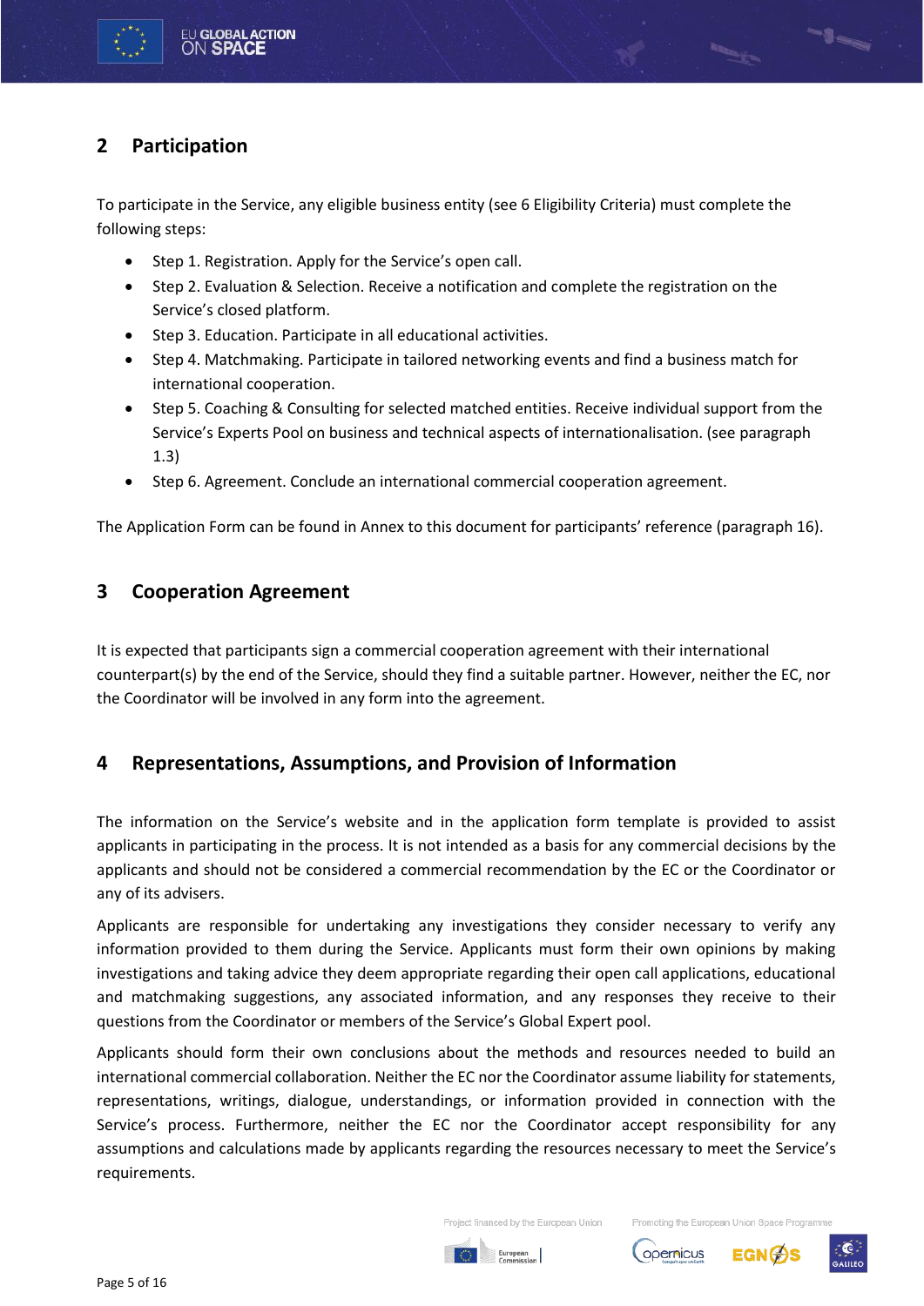## 2 Participation

To participate in the Service, any eligible business entity (see 6 Eligibility Criteria) must complete the following steps:

- Step 1. Registration. Apply for the Service's open call.
- Step 2. Evaluation & Selection. Receive a notification and complete the registration on the Service's closed platform.
- Step 3. Education. Participate in all educational activities.
- Step 4. Matchmaking. Participate in tailored networking events and find a business match for international cooperation.
- Step 5. Coaching & Consulting for selected matched entities. Receive individual support from the Service's Experts Pool on business and technical aspects of internationalisation. (see paragraph 1.3)
- Step 6. Agreement. Conclude an international commercial cooperation agreement.

The Application Form can be found in Annex to this document for participants' reference (paragraph 16).

## 3 Cooperation Agreement

It is expected that participants sign a commercial cooperation agreement with their international counterpart(s) by the end of the Service, should they find a suitable partner. However, neither the EC, nor the Coordinator will be involved in any form into the agreement.

## 4 Representations, Assumptions, and Provision of Information

The information on the Service's website and in the application form template is provided to assist applicants in participating in the process. It is not intended as a basis for any commercial decisions by the applicants and should not be considered a commercial recommendation by the EC or the Coordinator or any of its advisers.

Applicants are responsible for undertaking any investigations they consider necessary to verify any information provided to them during the Service. Applicants must form their own opinions by making investigations and taking advice they deem appropriate regarding their open call applications, educational and matchmaking suggestions, any associated information, and any responses they receive to their questions from the Coordinator or members of the Service's Global Expert pool.

Applicants should form their own conclusions about the methods and resources needed to build an international commercial collaboration. Neither the EC nor the Coordinator assume liability for statements, representations, writings, dialogue, understandings, or information provided in connection with the Service's process. Furthermore, neither the EC nor the Coordinator accept responsibility for any assumptions and calculations made by applicants regarding the resources necessary to meet the Service's requirements.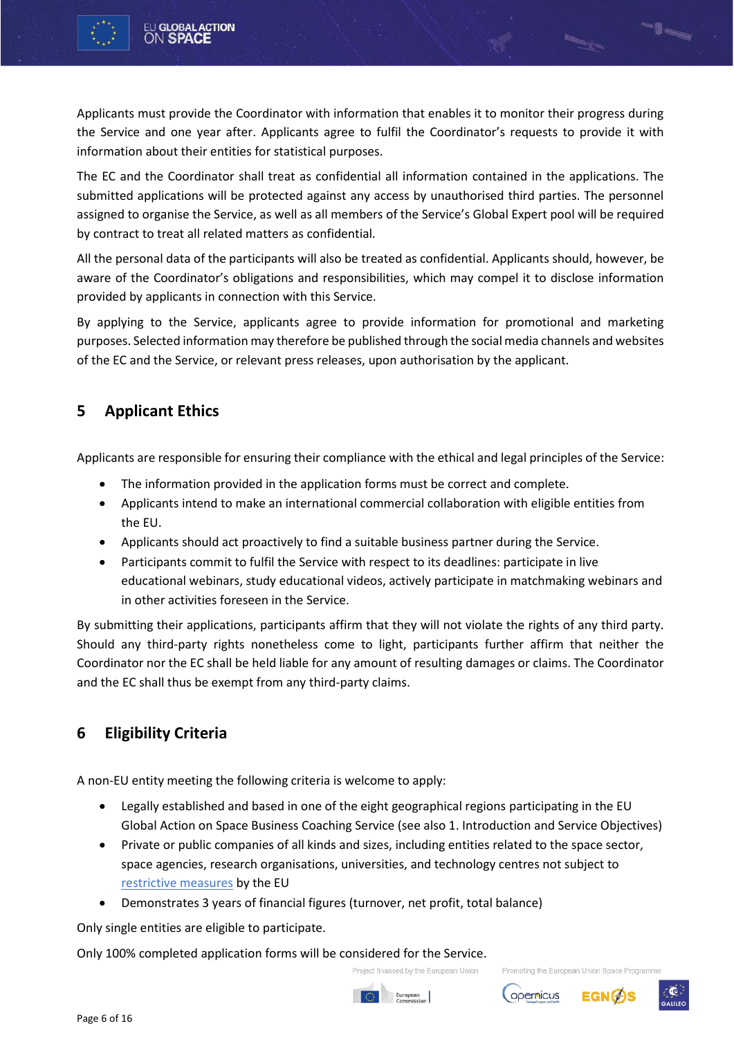Applicants must provide the Coordinator with information that enables it to monitor their progress during the Service and one year after. Applicants agree to fulfil the Coordinator's requests to provide it with information about their entities for statistical purposes.

The EC and the Coordinator shall treat as confidential all information contained in the applications. The submitted applications will be protected against any access by unauthorised third parties. The personnel assigned to organise the Service, as well as all members of the Service's Global Expert pool will be required by contract to treat all related matters as confidential.

All the personal data of the participants will also be treated as confidential. Applicants should, however, be aware of the Coordinator's obligations and responsibilities, which may compel it to disclose information provided by applicants in connection with this Service.

By applying to the Service, applicants agree to provide information for promotional and marketing purposes. Selected information may therefore be published through the social media channels and websites of the EC and the Service, or relevant press releases, upon authorisation by the applicant.

# 5 Applicant Ethics

Applicants are responsible for ensuring their compliance with the ethical and legal principles of the Service:

- The information provided in the application forms must be correct and complete.
- Applicants intend to make an international commercial collaboration with eligible entities from the EU.
- Applicants should act proactively to find a suitable business partner during the Service.
- Participants commit to fulfil the Service with respect to its deadlines: participate in live educational webinars, study educational videos, actively participate in matchmaking webinars and in other activities foreseen in the Service.

By submitting their applications, participants affirm that they will not violate the rights of any third party. Should any third-party rights nonetheless come to light, participants further affirm that neither the Coordinator nor the EC shall be held liable for any amount of resulting damages or claims. The Coordinator and the EC shall thus be exempt from any third-party claims.

# 6 Eligibility Criteria

A non-EU entity meeting the following criteria is welcome to apply:

- Legally established and based in one of the eight geographical regions participating in the EU Global Action on Space Business Coaching Service (see also 1. Introduction and Service Objectives)
- Private or public companies of all kinds and sizes, including entities related to the space sector, space agencies, research organisations, universities, and technology centres not subject to restrictive measures by the EU
- Demonstrates 3 years of financial figures (turnover, net profit, total balance)

Only single entities are eligible to participate.

Only 100% completed application forms will be considered for the Service.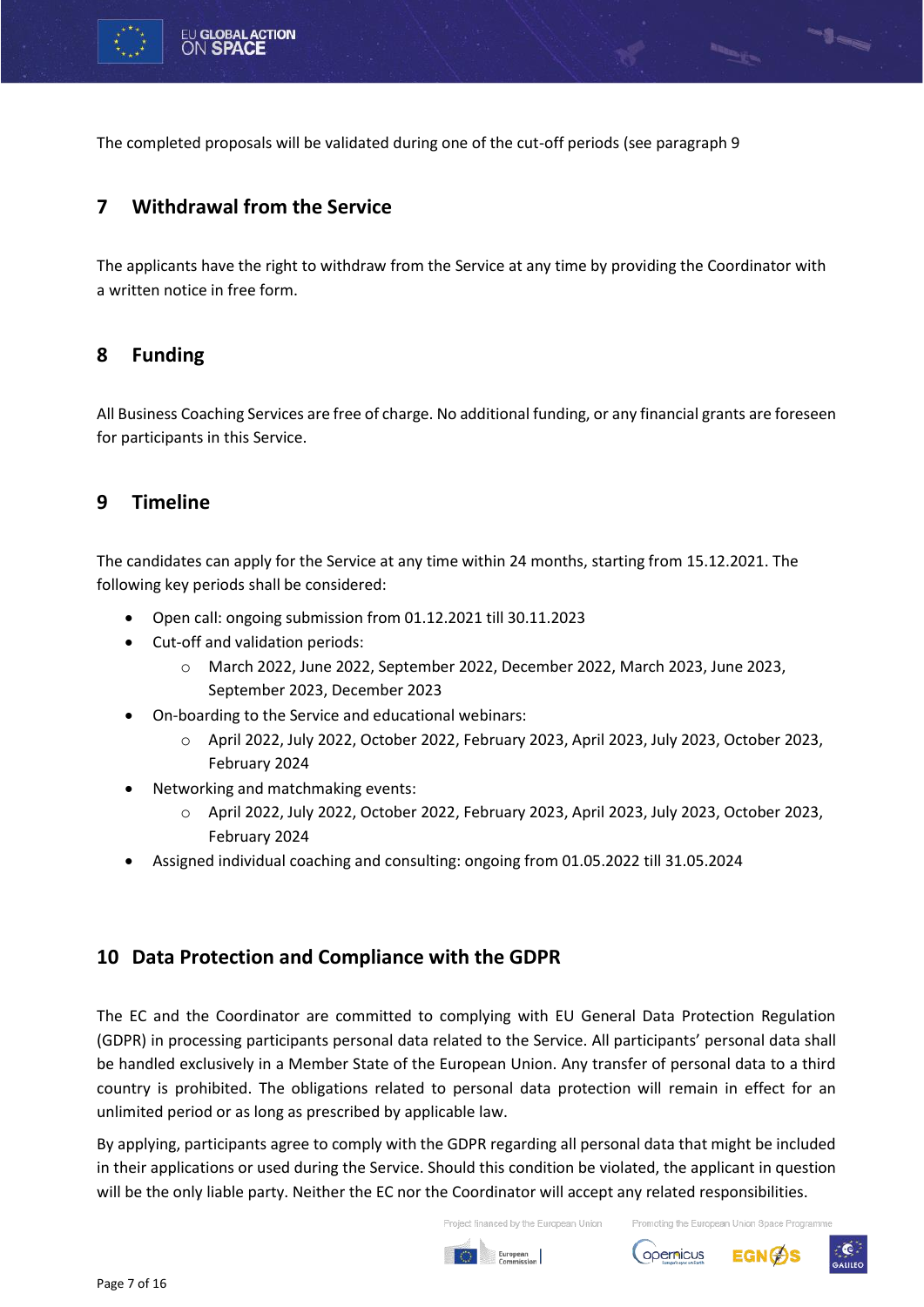The completed proposals will be validated during one of the cut-off periods (see paragraph 9

## 7 Withdrawal from the Service

The applicants have the right to withdraw from the Service at any time by providing the Coordinator with a written notice in free form.

## 8 Funding

All Business Coaching Services are free of charge. No additional funding, or any financial grants are foreseen for participants in this Service.

## 9 Timeline

The candidates can apply for the Service at any time within 24 months, starting from 15.12.2021. The following key periods shall be considered:

- Open call: ongoing submission from 01.12.2021 till 30.11.2023
- Cut-off and validation periods:
  - March 2022, June 2022, September 2022, December 2022, March 2023, June 2023, September 2023, December 2023
- On-boarding to the Service and educational webinars:
  - April 2022, July 2022, October 2022, February 2023, April 2023, July 2023, October 2023, February 2024
- Networking and matchmaking events:
  - April 2022, July 2022, October 2022, February 2023, April 2023, July 2023, October 2023, February 2024
- Assigned individual coaching and consulting: ongoing from 01.05.2022 till 31.05.2024

## 10 Data Protection and Compliance with the GDPR

The EC and the Coordinator are committed to complying with EU General Data Protection Regulation (GDPR) in processing participants personal data related to the Service. All participants' personal data shall be handled exclusively in a Member State of the European Union. Any transfer of personal data to a third country is prohibited. The obligations related to personal data protection will remain in effect for an unlimited period or as long as prescribed by applicable law.

By applying, participants agree to comply with the GDPR regarding all personal data that might be included in their applications or used during the Service. Should this condition be violated, the applicant in question will be the only liable party. Neither the EC nor the Coordinator will accept any related responsibilities.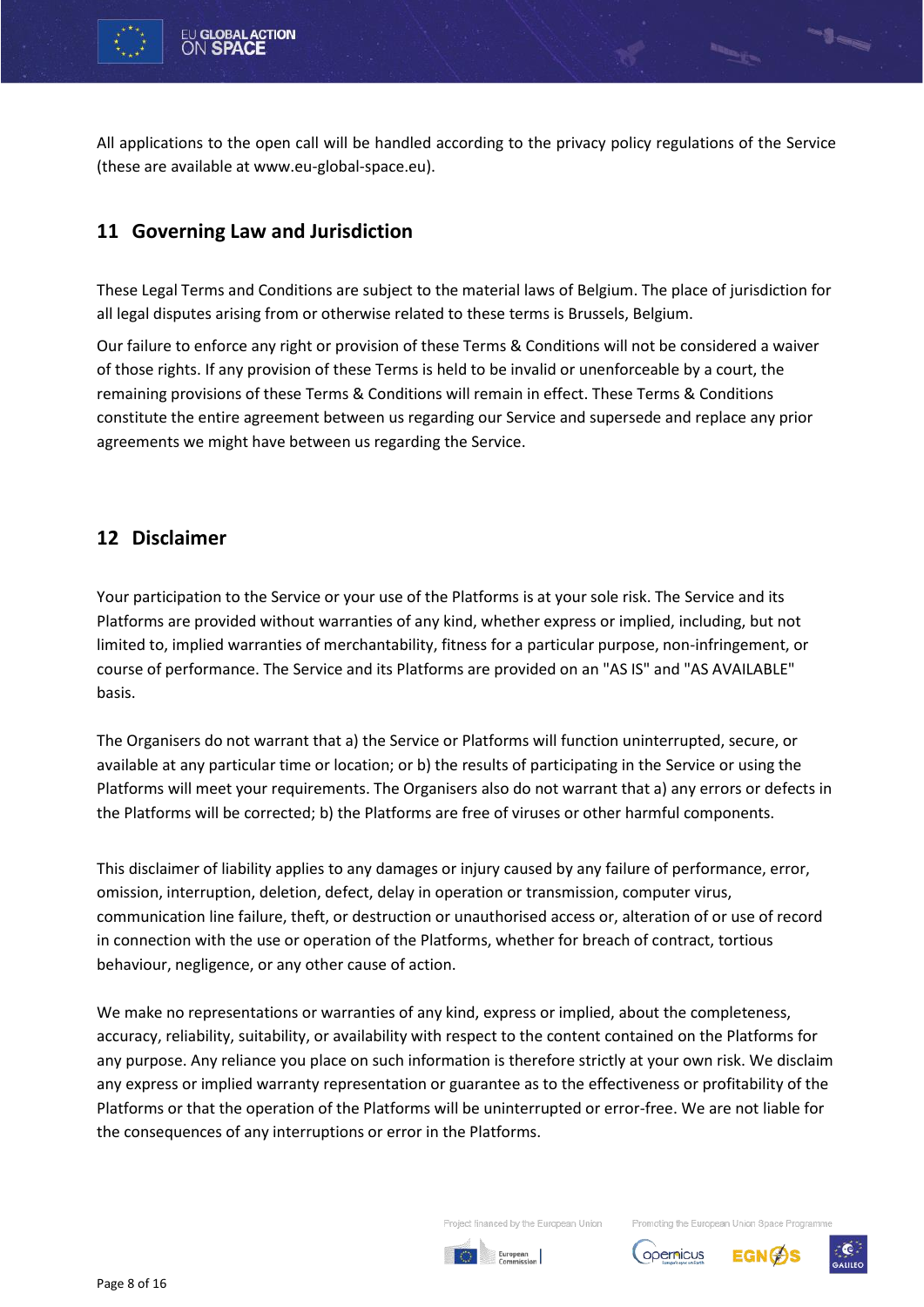All applications to the open call will be handled according to the privacy policy regulations of the Service (these are available at www.eu-global-space.eu).

## 11 Governing Law and Jurisdiction

These Legal Terms and Conditions are subject to the material laws of Belgium. The place of jurisdiction for all legal disputes arising from or otherwise related to these terms is Brussels, Belgium.

Our failure to enforce any right or provision of these Terms & Conditions will not be considered a waiver of those rights. If any provision of these Terms is held to be invalid or unenforceable by a court, the remaining provisions of these Terms & Conditions will remain in effect. These Terms & Conditions constitute the entire agreement between us regarding our Service and supersede and replace any prior agreements we might have between us regarding the Service.

## 12 Disclaimer

Your participation to the Service or your use of the Platforms is at your sole risk. The Service and its Platforms are provided without warranties of any kind, whether express or implied, including, but not limited to, implied warranties of merchantability, fitness for a particular purpose, non-infringement, or course of performance. The Service and its Platforms are provided on an "AS IS" and "AS AVAILABLE" basis.

The Organisers do not warrant that a) the Service or Platforms will function uninterrupted, secure, or available at any particular time or location; or b) the results of participating in the Service or using the Platforms will meet your requirements. The Organisers also do not warrant that a) any errors or defects in the Platforms will be corrected; b) the Platforms are free of viruses or other harmful components.

This disclaimer of liability applies to any damages or injury caused by any failure of performance, error, omission, interruption, deletion, defect, delay in operation or transmission, computer virus, communication line failure, theft, or destruction or unauthorised access or, alteration of or use of record in connection with the use or operation of the Platforms, whether for breach of contract, tortious behaviour, negligence, or any other cause of action.

We make no representations or warranties of any kind, express or implied, about the completeness, accuracy, reliability, suitability, or availability with respect to the content contained on the Platforms for any purpose. Any reliance you place on such information is therefore strictly at your own risk. We disclaim any express or implied warranty representation or guarantee as to the effectiveness or profitability of the Platforms or that the operation of the Platforms will be uninterrupted or error-free. We are not liable for the consequences of any interruptions or error in the Platforms.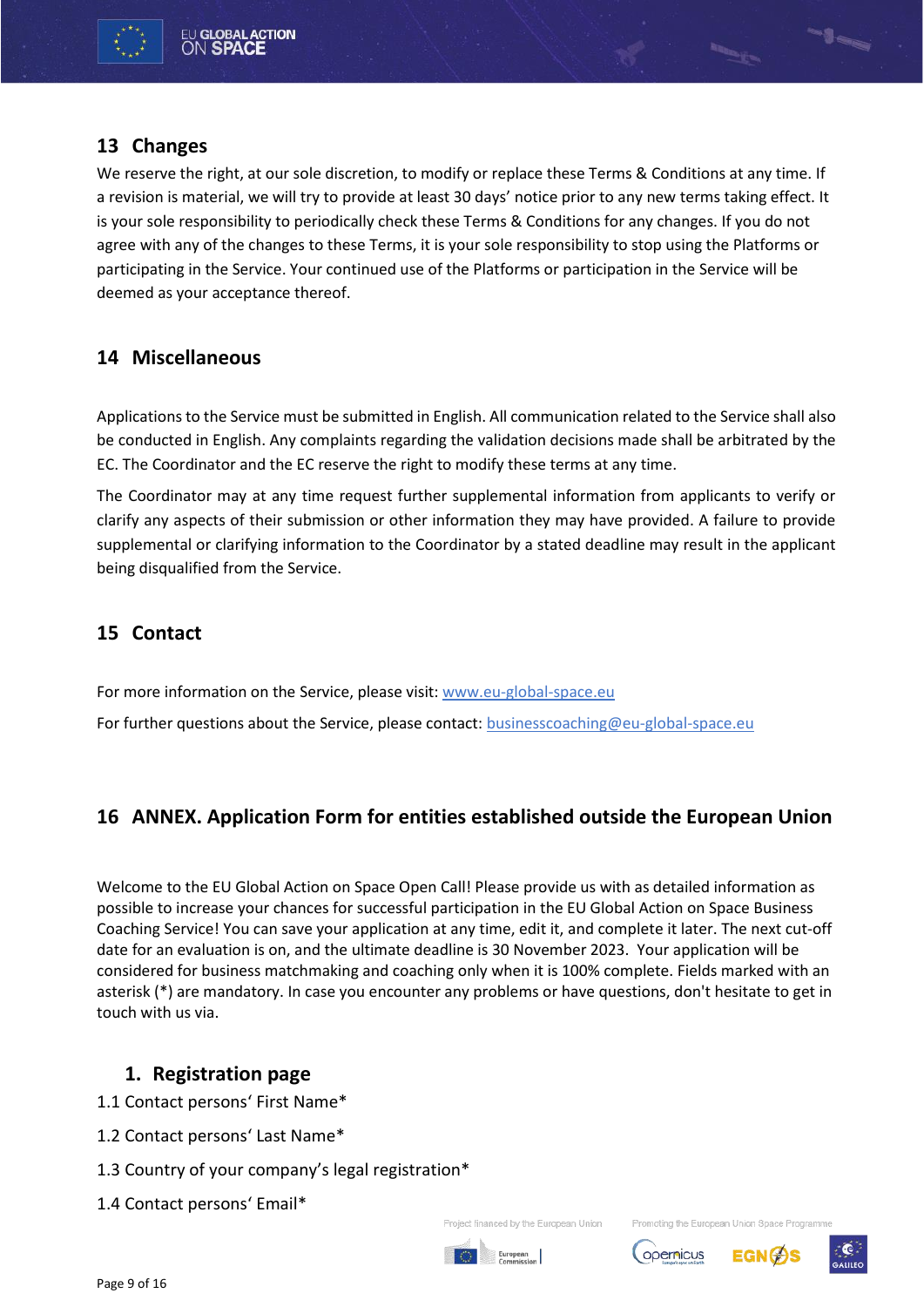## 13 Changes

We reserve the right, at our sole discretion, to modify or replace these Terms & Conditions at any time. If a revision is material, we will try to provide at least 30 days' notice prior to any new terms taking effect. It is your sole responsibility to periodically check these Terms & Conditions for any changes. If you do not agree with any of the changes to these Terms, it is your sole responsibility to stop using the Platforms or participating in the Service. Your continued use of the Platforms or participation in the Service will be deemed as your acceptance thereof.

## 14 Miscellaneous

Applications to the Service must be submitted in English. All communication related to the Service shall also be conducted in English. Any complaints regarding the validation decisions made shall be arbitrated by the EC. The Coordinator and the EC reserve the right to modify these terms at any time.

The Coordinator may at any time request further supplemental information from applicants to verify or clarify any aspects of their submission or other information they may have provided. A failure to provide supplemental or clarifying information to the Coordinator by a stated deadline may result in the applicant being disqualified from the Service.

## 15 Contact

For more information on the Service, please visit: www.eu-global-space.eu

For further questions about the Service, please contact: businesscoaching@eu-global-space.eu

## 16 ANNEX. Application Form for entities established outside the European Union

Welcome to the EU Global Action on Space Open Call! Please provide us with as detailed information as possible to increase your chances for successful participation in the EU Global Action on Space Business Coaching Service! You can save your application at any time, edit it, and complete it later. The next cut-off date for an evaluation is on, and the ultimate deadline is 30 November 2023. Your application will be considered for business matchmaking and coaching only when it is 100% complete. Fields marked with an asterisk (*) are mandatory. In case you encounter any problems or have questions, don't hesitate to get in touch with us via.

### 1. Registration page

1.1 Contact persons' First Name*

1.2 Contact persons' Last Name*

1.3 Country of your company's legal registration*

1.4 Contact persons' Email*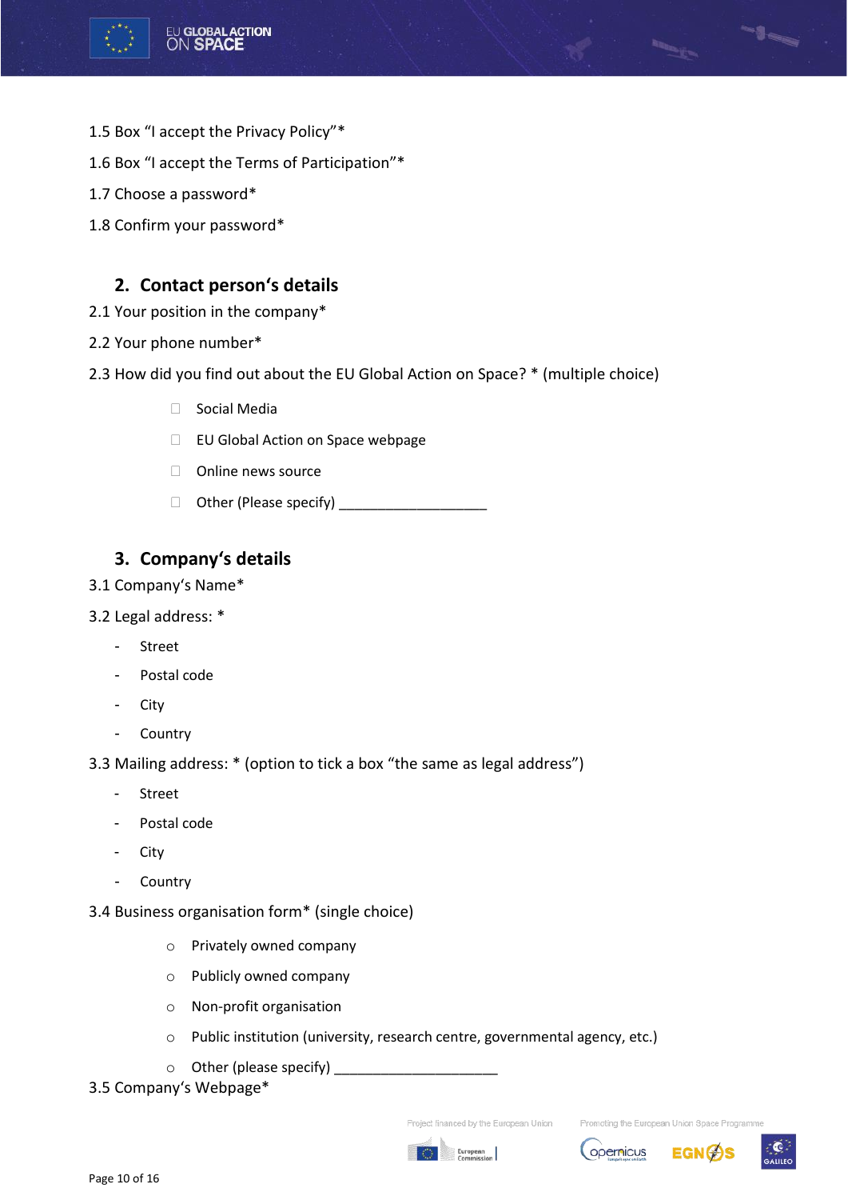1.5 Box "I accept the Privacy Policy"*

1.6 Box "I accept the Terms of Participation"*

1.7 Choose a password*

1.8 Confirm your password*

## 2. Contact person's details

2.1 Your position in the company*

2.2 Your phone number*

2.3 How did you find out about the EU Global Action on Space? * (multiple choice)

- ☐ Social Media
- ☐ EU Global Action on Space webpage
- ☐ Online news source
- ☐ Other (Please specify) ____________________

## 3. Company's details

3.1 Company's Name*

3.2 Legal address: *

- Street
- Postal code
- City
- Country

3.3 Mailing address: * (option to tick a box "the same as legal address")

- Street
- Postal code
- City
- Country

3.4 Business organisation form* (single choice)

- ○ Privately owned company
- ○ Publicly owned company
- ○ Non-profit organisation
- ○ Public institution (university, research centre, governmental agency, etc.)
- ○ Other (please specify) ______________________

3.5 Company's Webpage*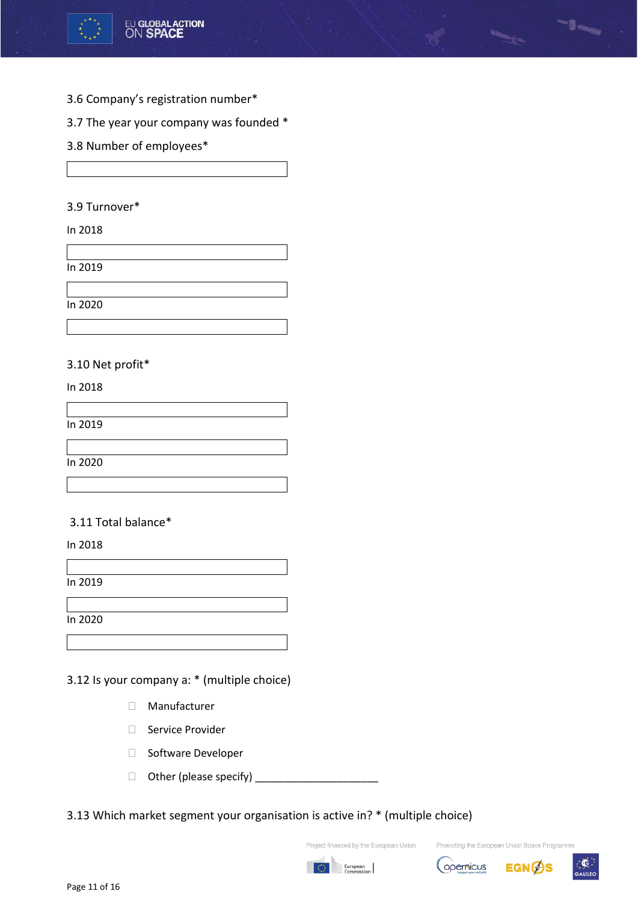3.6 Company's registration number*

3.7 The year your company was founded *

3.8 Number of employees*

3.9 Turnover*

In 2018

In 2019

In 2020

3.10 Net profit*

In 2018

In 2019

In 2020

3.11 Total balance*

In 2018

In 2019

In 2020

3.12 Is your company a: * (multiple choice)

- ☐ Manufacturer
- ☐ Service Provider
- ☐ Software Developer
- ☐ Other (please specify) _____________________

3.13 Which market segment your organisation is active in? * (multiple choice)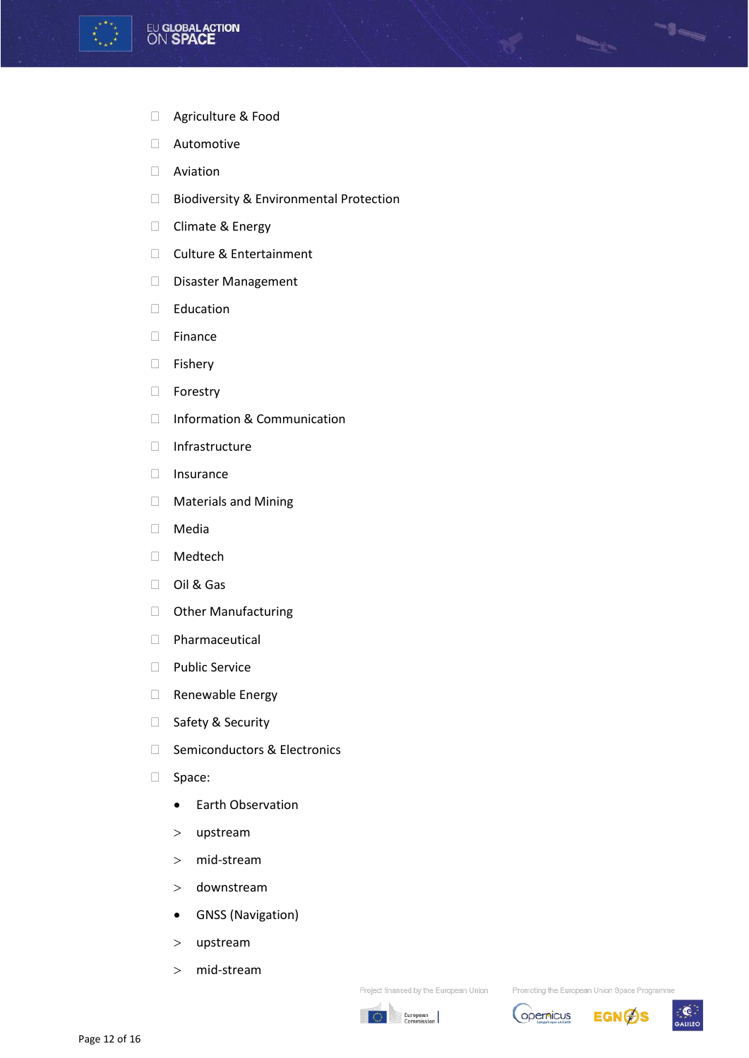- [ ] Agriculture & Food
- [ ] Automotive
- [ ] Aviation
- [ ] Biodiversity & Environmental Protection
- [ ] Climate & Energy
- [ ] Culture & Entertainment
- [ ] Disaster Management
- [ ] Education
- [ ] Finance
- [ ] Fishery
- [ ] Forestry
- [ ] Information & Communication
- [ ] Infrastructure
- [ ] Insurance
- [ ] Materials and Mining
- [ ] Media
- [ ] Medtech
- [ ] Oil & Gas
- [ ] Other Manufacturing
- [ ] Pharmaceutical
- [ ] Public Service
- [ ] Renewable Energy
- [ ] Safety & Security
- [ ] Semiconductors & Electronics
- [ ] Space:
  - Earth Observation
    - > upstream
    - > mid-stream
    - > downstream
  - GNSS (Navigation)
    - > upstream
    - > mid-stream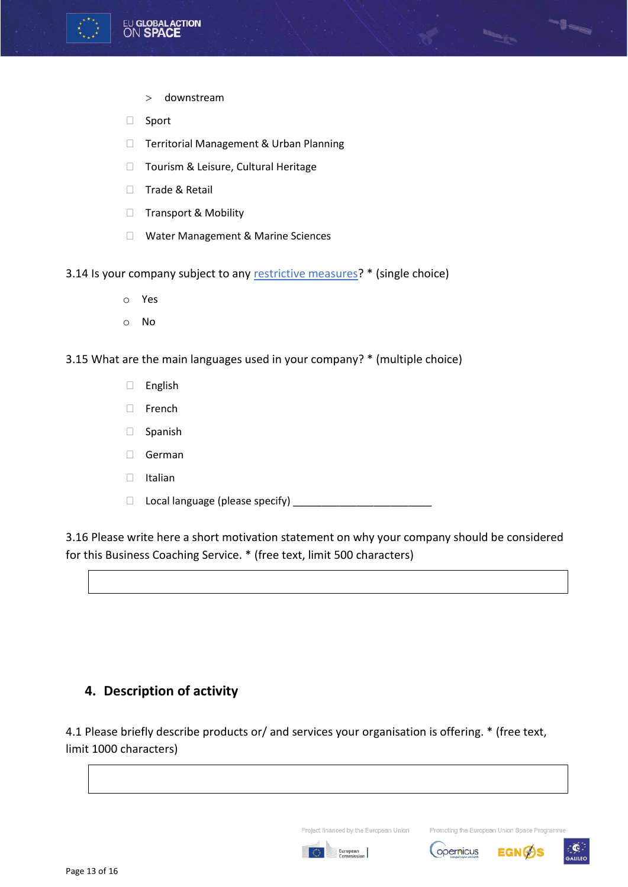> downstream

- ☐ Sport
- ☐ Territorial Management & Urban Planning
- ☐ Tourism & Leisure, Cultural Heritage
- ☐ Trade & Retail
- ☐ Transport & Mobility
- ☐ Water Management & Marine Sciences

3.14 Is your company subject to any restrictive measures? * (single choice)

- ○ Yes
- ○ No

3.15 What are the main languages used in your company? * (multiple choice)

- ☐ English
- ☐ French
- ☐ Spanish
- ☐ German
- ☐ Italian
- ☐ Local language (please specify) ________________________

3.16 Please write here a short motivation statement on why your company should be considered for this Business Coaching Service. * (free text, limit 500 characters)

| |
|---|
| |

## 4. Description of activity

4.1 Please briefly describe products or/ and services your organisation is offering. * (free text, limit 1000 characters)

| |
|---|
| |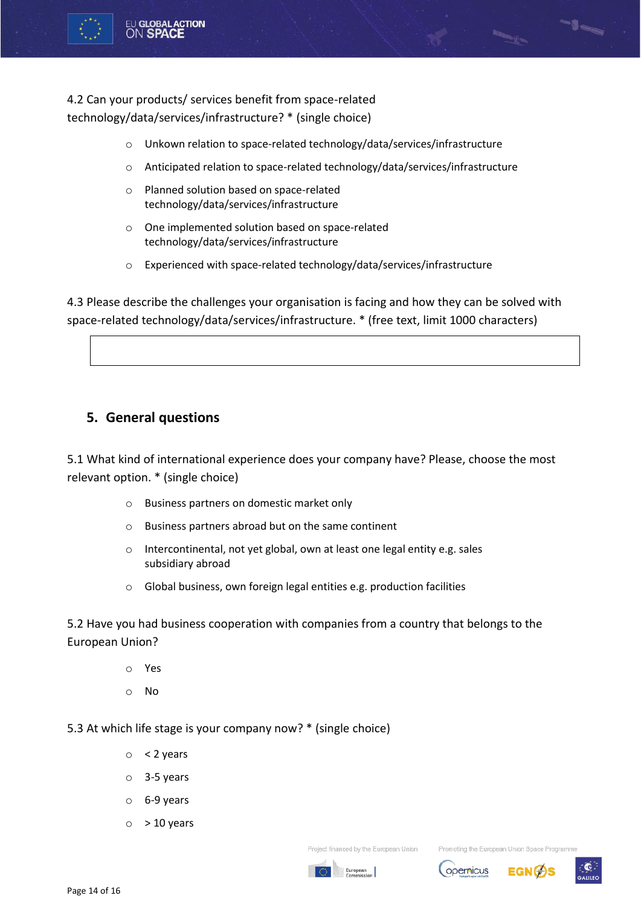4.2 Can your products/ services benefit from space-related technology/data/services/infrastructure? * (single choice)

- Unkown relation to space-related technology/data/services/infrastructure
- Anticipated relation to space-related technology/data/services/infrastructure
- Planned solution based on space-related technology/data/services/infrastructure
- One implemented solution based on space-related technology/data/services/infrastructure
- Experienced with space-related technology/data/services/infrastructure

4.3 Please describe the challenges your organisation is facing and how they can be solved with space-related technology/data/services/infrastructure. * (free text, limit 1000 characters)

| |
|---|
| |

## 5. General questions

5.1 What kind of international experience does your company have? Please, choose the most relevant option. * (single choice)

- Business partners on domestic market only
- Business partners abroad but on the same continent
- Intercontinental, not yet global, own at least one legal entity e.g. sales subsidiary abroad
- Global business, own foreign legal entities e.g. production facilities

5.2 Have you had business cooperation with companies from a country that belongs to the European Union?

- Yes
- No

5.3 At which life stage is your company now? * (single choice)

- < 2 years
- 3-5 years
- 6-9 years
- > 10 years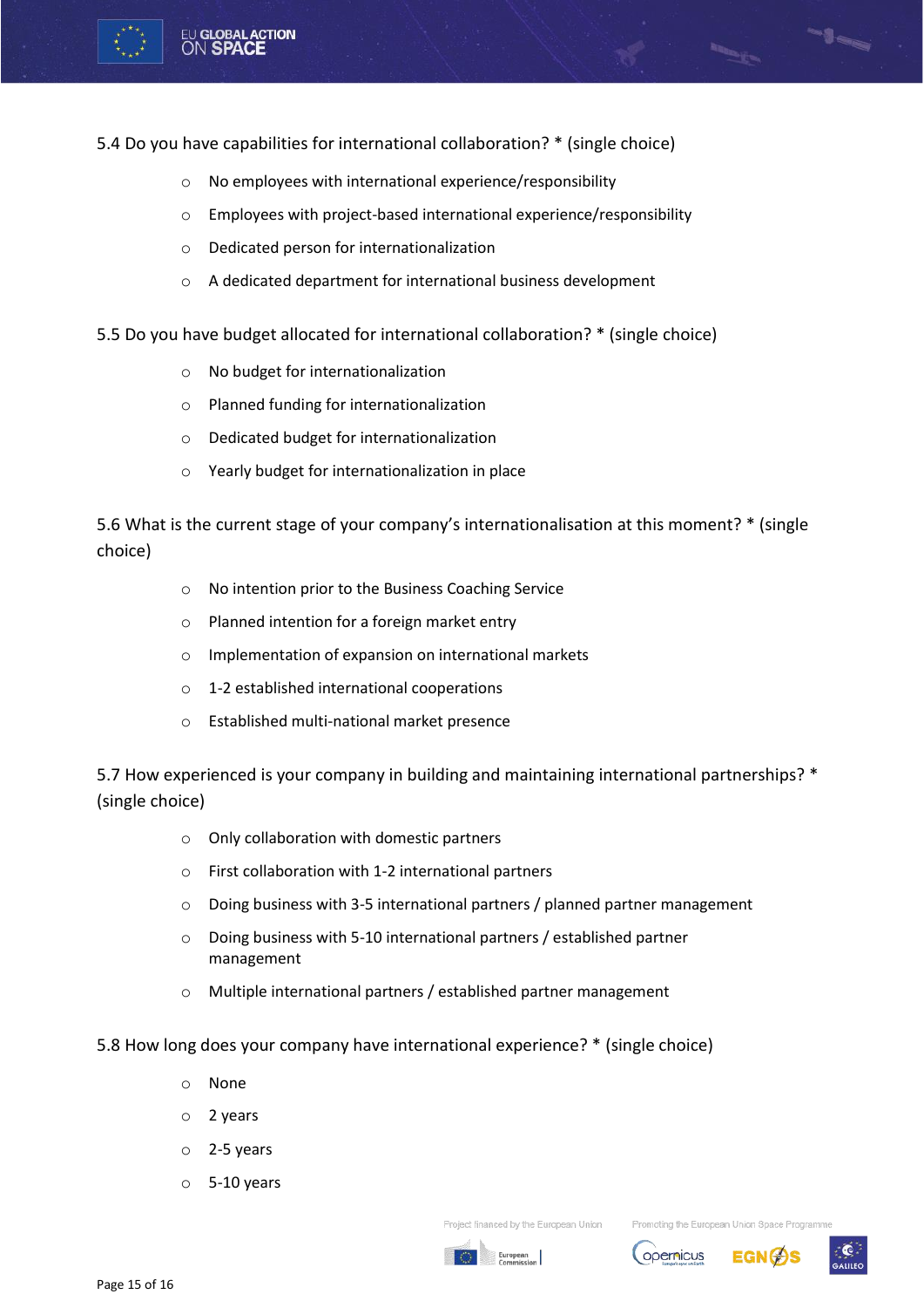5.4 Do you have capabilities for international collaboration? * (single choice)

- No employees with international experience/responsibility
- Employees with project-based international experience/responsibility
- Dedicated person for internationalization
- A dedicated department for international business development

5.5 Do you have budget allocated for international collaboration? * (single choice)

- No budget for internationalization
- Planned funding for internationalization
- Dedicated budget for internationalization
- Yearly budget for internationalization in place

5.6 What is the current stage of your company's internationalisation at this moment? * (single choice)

- No intention prior to the Business Coaching Service
- Planned intention for a foreign market entry
- Implementation of expansion on international markets
- 1-2 established international cooperations
- Established multi-national market presence

5.7 How experienced is your company in building and maintaining international partnerships? * (single choice)

- Only collaboration with domestic partners
- First collaboration with 1-2 international partners
- Doing business with 3-5 international partners / planned partner management
- Doing business with 5-10 international partners / established partner management
- Multiple international partners / established partner management

5.8 How long does your company have international experience? * (single choice)

- None
- 2 years
- 2-5 years
- 5-10 years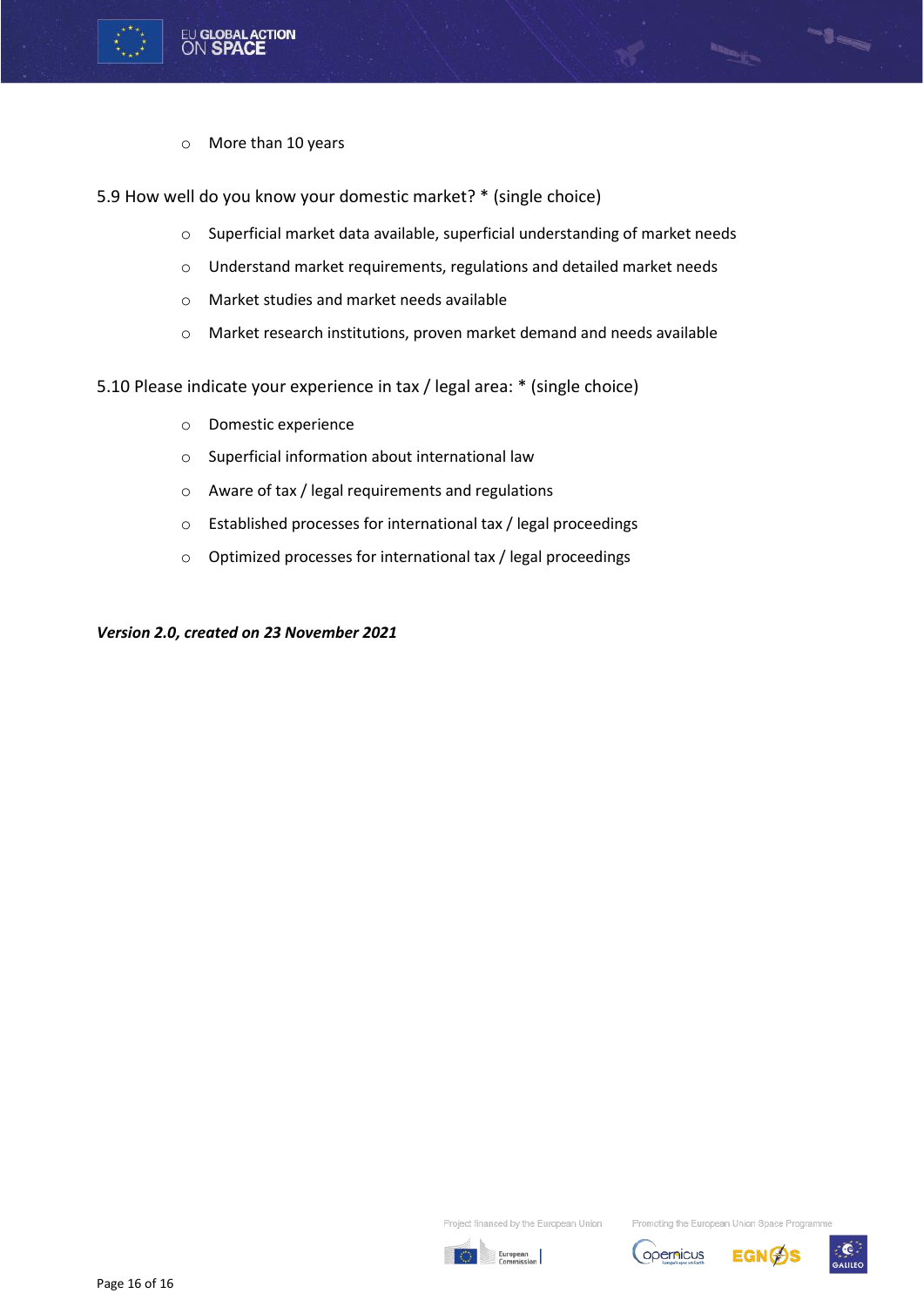- More than 10 years

5.9 How well do you know your domestic market? * (single choice)

- Superficial market data available, superficial understanding of market needs
- Understand market requirements, regulations and detailed market needs
- Market studies and market needs available
- Market research institutions, proven market demand and needs available

5.10 Please indicate your experience in tax / legal area: * (single choice)

- Domestic experience
- Superficial information about international law
- Aware of tax / legal requirements and regulations
- Established processes for international tax / legal proceedings
- Optimized processes for international tax / legal proceedings

***Version 2.0, created on 23 November 2021***